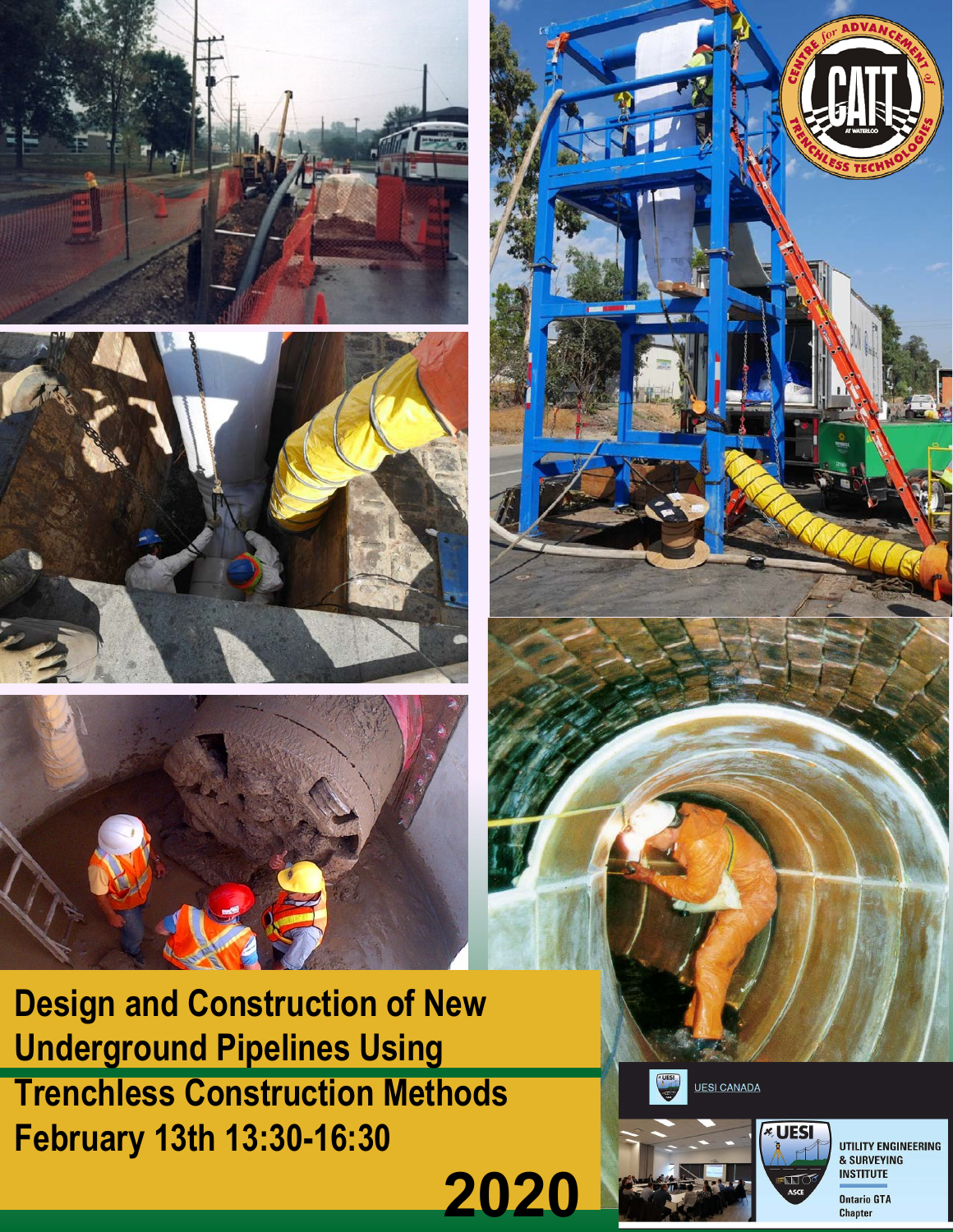# Design and Construction of New Underground Pipelines Using Trenchless Construction Methods

**February 13th 13:30-16:30**

**2020**

UESI CANADA

UTILITY ENGINEERING & SURVEYING INSTITUTE

Ontario GTA Chapter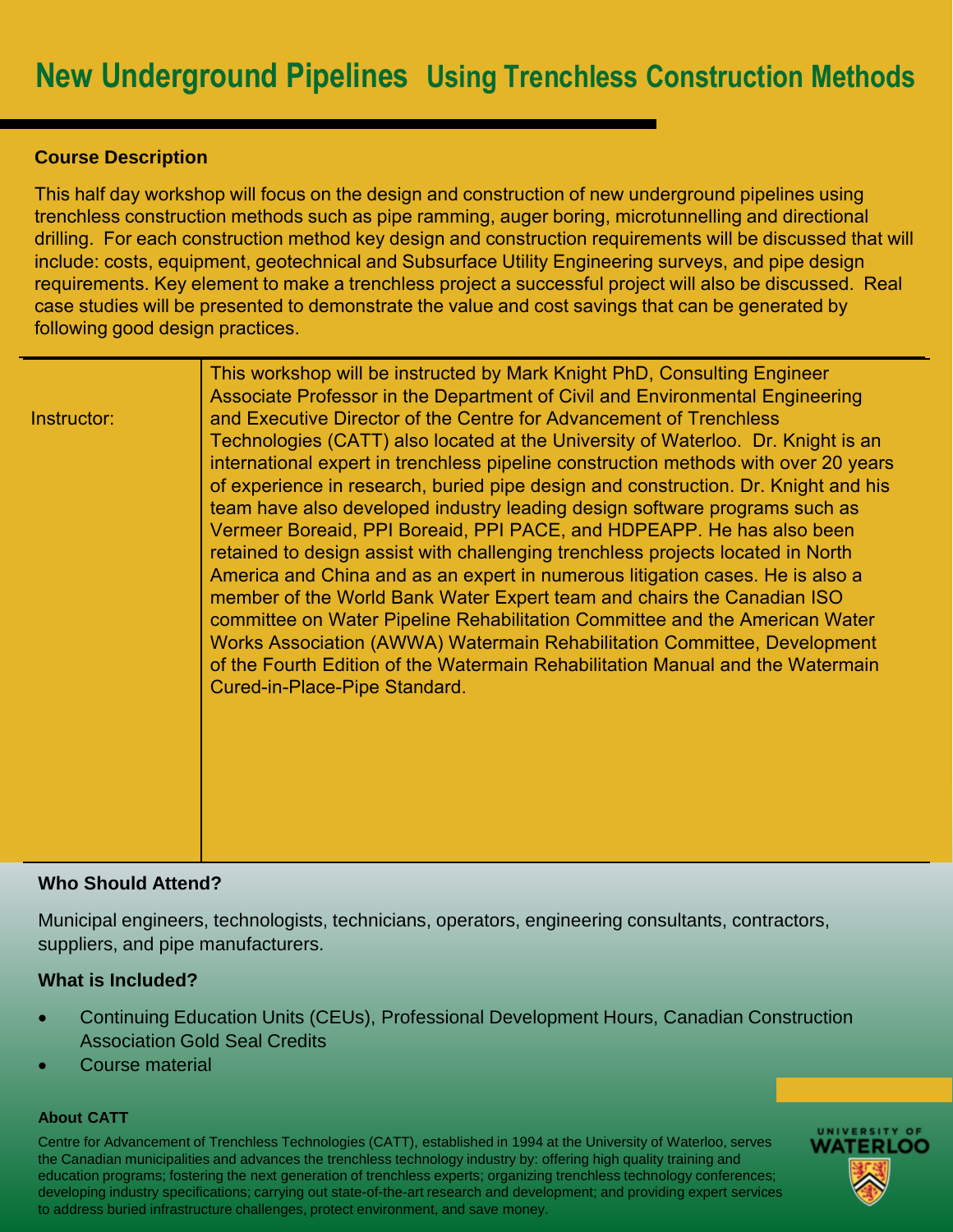# New Underground Pipelines Using Trenchless Construction Methods

**Course Description**

This half day workshop will focus on the design and construction of new underground pipelines using trenchless construction methods such as pipe ramming, auger boring, microtunnelling and directional drilling. For each construction method key design and construction requirements will be discussed that will include: costs, equipment, geotechnical and Subsurface Utility Engineering surveys, and pipe design requirements. Key element to make a trenchless project a successful project will also be discussed. Real case studies will be presented to demonstrate the value and cost savings that can be generated by following good design practices.

| | |
|---|---|
| Instructor: | This workshop will be instructed by Mark Knight PhD, Consulting Engineer Associate Professor in the Department of Civil and Environmental Engineering and Executive Director of the Centre for Advancement of Trenchless Technologies (CATT) also located at the University of Waterloo. Dr. Knight is an international expert in trenchless pipeline construction methods with over 20 years of experience in research, buried pipe design and construction. Dr. Knight and his team have also developed industry leading design software programs such as Vermeer Boreaid, PPI Boreaid, PPI PACE, and HDPEAPP. He has also been retained to design assist with challenging trenchless projects located in North America and China and as an expert in numerous litigation cases. He is also a member of the World Bank Water Expert team and chairs the Canadian ISO committee on Water Pipeline Rehabilitation Committee and the American Water Works Association (AWWA) Watermain Rehabilitation Committee, Development of the Fourth Edition of the Watermain Rehabilitation Manual and the Watermain Cured-in-Place-Pipe Standard. |

**Who Should Attend?**

Municipal engineers, technologists, technicians, operators, engineering consultants, contractors, suppliers, and pipe manufacturers.

**What is Included?**

- Continuing Education Units (CEUs), Professional Development Hours, Canadian Construction Association Gold Seal Credits
- Course material

**About CATT**

Centre for Advancement of Trenchless Technologies (CATT), established in 1994 at the University of Waterloo, serves the Canadian municipalities and advances the trenchless technology industry by: offering high quality training and education programs; fostering the next generation of trenchless experts; organizing trenchless technology conferences; developing industry specifications; carrying out state-of-the-art research and development; and providing expert services to address buried infrastructure challenges, protect environment, and save money.

UNIVERSITY OF WATERLOO